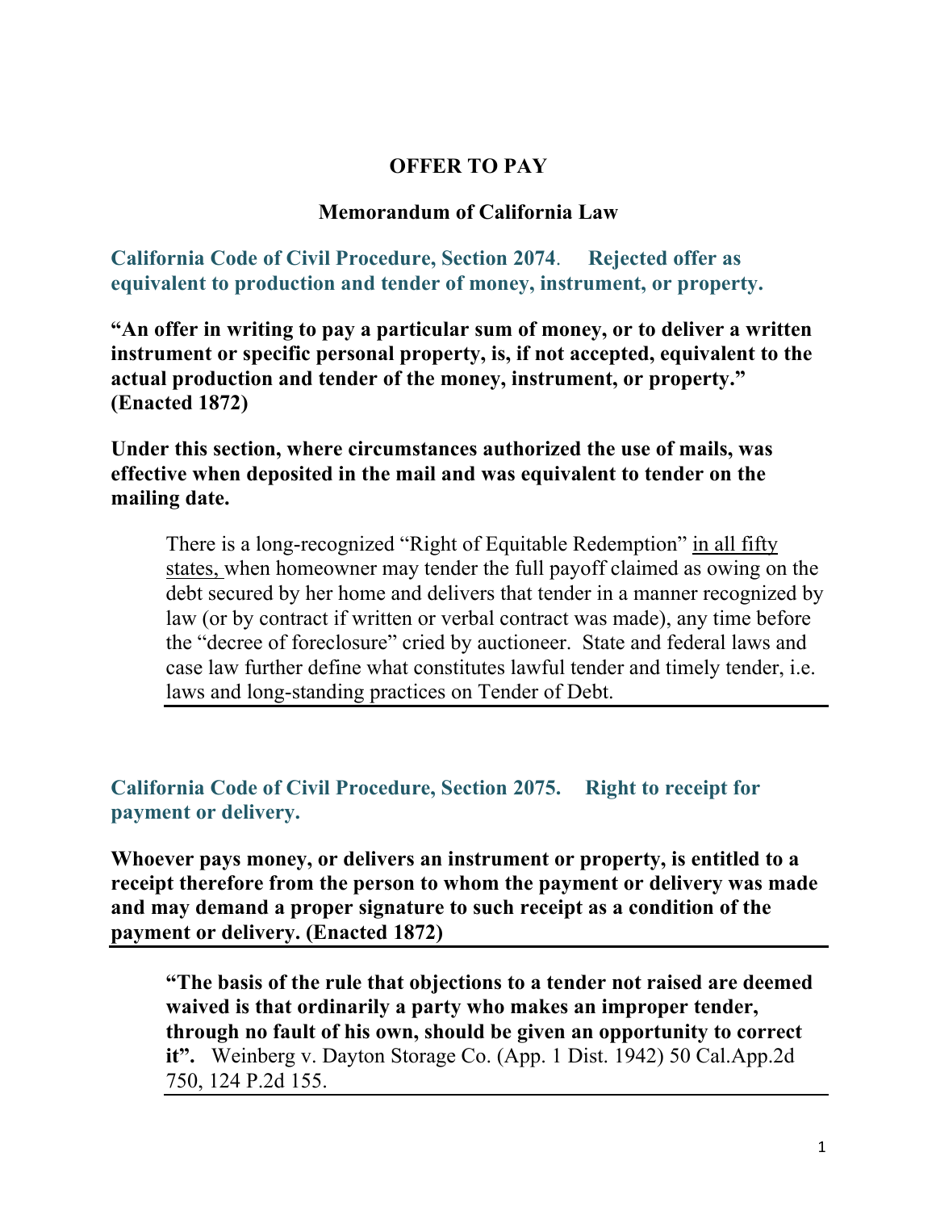# OFFER TO PAY

## Memorandum of California Law

### California Code of Civil Procedure, Section 2074. Rejected offer as equivalent to production and tender of money, instrument, or property.

**"An offer in writing to pay a particular sum of money, or to deliver a written instrument or specific personal property, is, if not accepted, equivalent to the actual production and tender of the money, instrument, or property." (Enacted 1872)**

**Under this section, where circumstances authorized the use of mails, was effective when deposited in the mail and was equivalent to tender on the mailing date.**

> There is a long-recognized "Right of Equitable Redemption" <u>in all fifty states,</u> when homeowner may tender the full payoff claimed as owing on the debt secured by her home and delivers that tender in a manner recognized by law (or by contract if written or verbal contract was made), any time before the "decree of foreclosure" cried by auctioneer. State and federal laws and case law further define what constitutes lawful tender and timely tender, i.e. laws and long-standing practices on Tender of Debt.

---

### California Code of Civil Procedure, Section 2075. Right to receipt for payment or delivery.

**Whoever pays money, or delivers an instrument or property, is entitled to a receipt therefore from the person to whom the payment or delivery was made and may demand a proper signature to such receipt as a condition of the payment or delivery. (Enacted 1872)**

---

> **"The basis of the rule that objections to a tender not raised are deemed waived is that ordinarily a party who makes an improper tender, through no fault of his own, should be given an opportunity to correct it".** Weinberg v. Dayton Storage Co. (App. 1 Dist. 1942) 50 Cal.App.2d 750, 124 P.2d 155.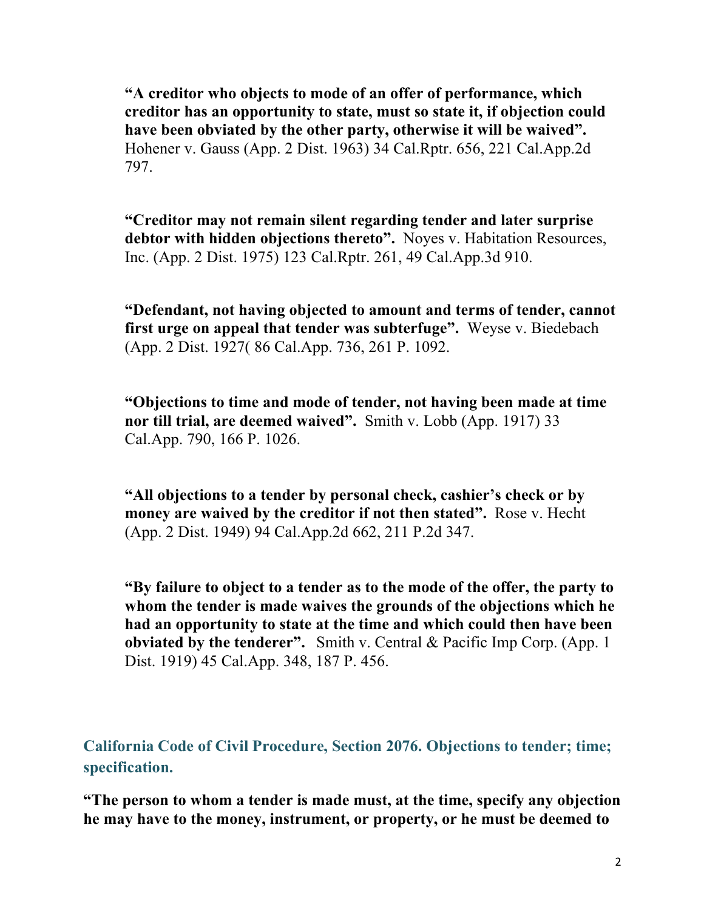**"A creditor who objects to mode of an offer of performance, which creditor has an opportunity to state, must so state it, if objection could have been obviated by the other party, otherwise it will be waived".** Hohener v. Gauss (App. 2 Dist. 1963) 34 Cal.Rptr. 656, 221 Cal.App.2d 797.

**"Creditor may not remain silent regarding tender and later surprise debtor with hidden objections thereto".** Noyes v. Habitation Resources, Inc. (App. 2 Dist. 1975) 123 Cal.Rptr. 261, 49 Cal.App.3d 910.

**"Defendant, not having objected to amount and terms of tender, cannot first urge on appeal that tender was subterfuge".** Weyse v. Biedebach (App. 2 Dist. 1927( 86 Cal.App. 736, 261 P. 1092.

**"Objections to time and mode of tender, not having been made at time nor till trial, are deemed waived".** Smith v. Lobb (App. 1917) 33 Cal.App. 790, 166 P. 1026.

**"All objections to a tender by personal check, cashier's check or by money are waived by the creditor if not then stated".** Rose v. Hecht (App. 2 Dist. 1949) 94 Cal.App.2d 662, 211 P.2d 347.

**"By failure to object to a tender as to the mode of the offer, the party to whom the tender is made waives the grounds of the objections which he had an opportunity to state at the time and which could then have been obviated by the tenderer".** Smith v. Central & Pacific Imp Corp. (App. 1 Dist. 1919) 45 Cal.App. 348, 187 P. 456.

## California Code of Civil Procedure, Section 2076. Objections to tender; time; specification.

**"The person to whom a tender is made must, at the time, specify any objection he may have to the money, instrument, or property, or he must be deemed to**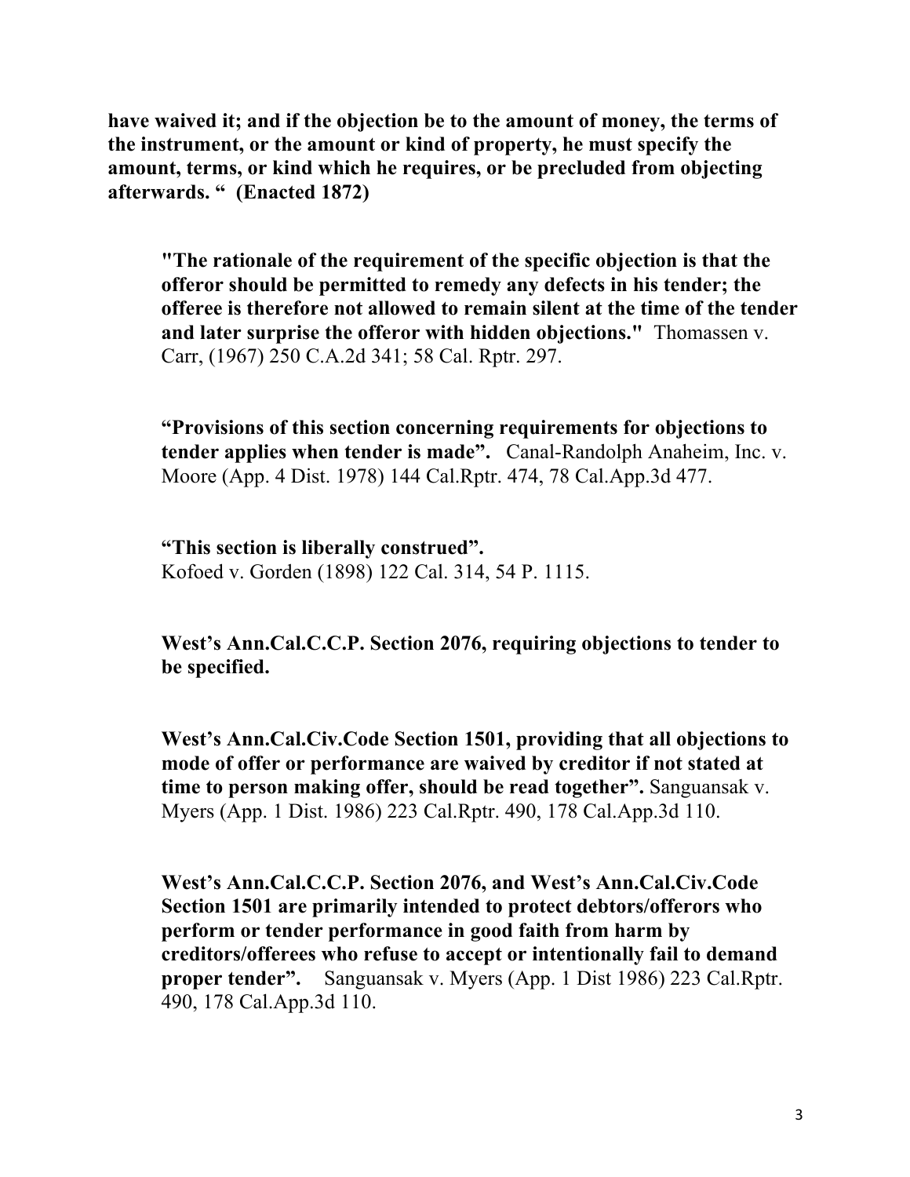**have waived it; and if the objection be to the amount of money, the terms of the instrument, or the amount or kind of property, he must specify the amount, terms, or kind which he requires, or be precluded from objecting afterwards. " (Enacted 1872)**

> **"The rationale of the requirement of the specific objection is that the offeror should be permitted to remedy any defects in his tender; the offeree is therefore not allowed to remain silent at the time of the tender and later surprise the offeror with hidden objections."** Thomassen v. Carr, (1967) 250 C.A.2d 341; 58 Cal. Rptr. 297.
>
> **"Provisions of this section concerning requirements for objections to tender applies when tender is made".** Canal-Randolph Anaheim, Inc. v. Moore (App. 4 Dist. 1978) 144 Cal.Rptr. 474, 78 Cal.App.3d 477.
>
> **"This section is liberally construed".**
> Kofoed v. Gorden (1898) 122 Cal. 314, 54 P. 1115.
>
> **West's Ann.Cal.C.C.P. Section 2076, requiring objections to tender to be specified.**
>
> **West's Ann.Cal.Civ.Code Section 1501, providing that all objections to mode of offer or performance are waived by creditor if not stated at time to person making offer, should be read together".** Sanguansak v. Myers (App. 1 Dist. 1986) 223 Cal.Rptr. 490, 178 Cal.App.3d 110.
>
> **West's Ann.Cal.C.C.P. Section 2076, and West's Ann.Cal.Civ.Code Section 1501 are primarily intended to protect debtors/offerors who perform or tender performance in good faith from harm by creditors/offerees who refuse to accept or intentionally fail to demand proper tender".** Sanguansak v. Myers (App. 1 Dist 1986) 223 Cal.Rptr. 490, 178 Cal.App.3d 110.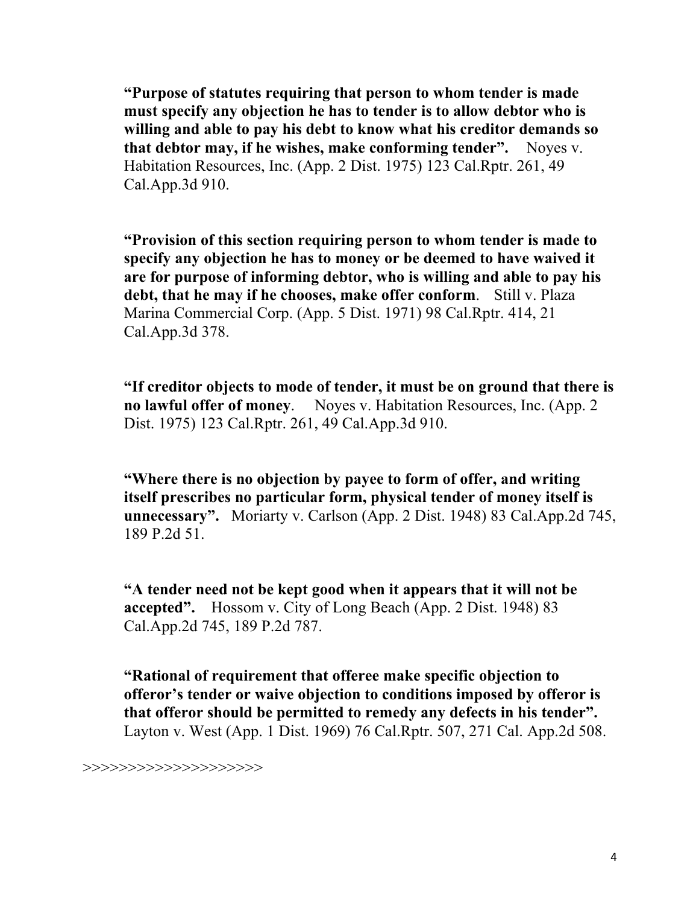**"Purpose of statutes requiring that person to whom tender is made must specify any objection he has to tender is to allow debtor who is willing and able to pay his debt to know what his creditor demands so that debtor may, if he wishes, make conforming tender".** Noyes v. Habitation Resources, Inc. (App. 2 Dist. 1975) 123 Cal.Rptr. 261, 49 Cal.App.3d 910.

**"Provision of this section requiring person to whom tender is made to specify any objection he has to money or be deemed to have waived it are for purpose of informing debtor, who is willing and able to pay his debt, that he may if he chooses, make offer conform**. Still v. Plaza Marina Commercial Corp. (App. 5 Dist. 1971) 98 Cal.Rptr. 414, 21 Cal.App.3d 378.

**"If creditor objects to mode of tender, it must be on ground that there is no lawful offer of money**. Noyes v. Habitation Resources, Inc. (App. 2 Dist. 1975) 123 Cal.Rptr. 261, 49 Cal.App.3d 910.

**"Where there is no objection by payee to form of offer, and writing itself prescribes no particular form, physical tender of money itself is unnecessary".** Moriarty v. Carlson (App. 2 Dist. 1948) 83 Cal.App.2d 745, 189 P.2d 51.

**"A tender need not be kept good when it appears that it will not be accepted".** Hossom v. City of Long Beach (App. 2 Dist. 1948) 83 Cal.App.2d 745, 189 P.2d 787.

**"Rational of requirement that offeree make specific objection to offeror's tender or waive objection to conditions imposed by offeror is that offeror should be permitted to remedy any defects in his tender".** Layton v. West (App. 1 Dist. 1969) 76 Cal.Rptr. 507, 271 Cal. App.2d 508.

>>>>>>>>>>>>>>>>>>>>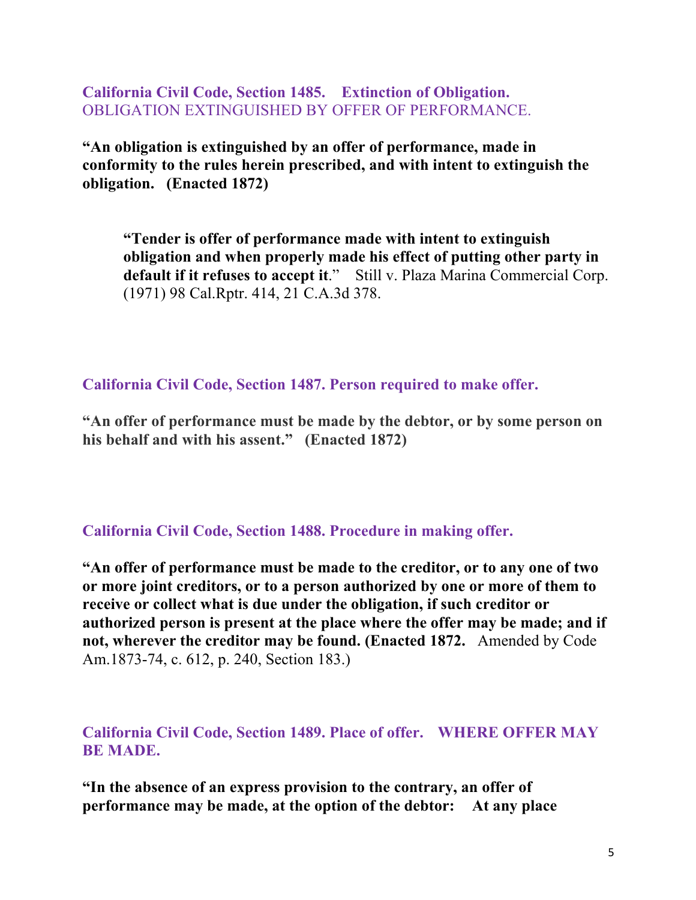**California Civil Code, Section 1485. Extinction of Obligation.**
OBLIGATION EXTINGUISHED BY OFFER OF PERFORMANCE.

**"An obligation is extinguished by an offer of performance, made in conformity to the rules herein prescribed, and with intent to extinguish the obligation. (Enacted 1872)**

> **"Tender is offer of performance made with intent to extinguish obligation and when properly made his effect of putting other party in default if it refuses to accept it**." Still v. Plaza Marina Commercial Corp. (1971) 98 Cal.Rptr. 414, 21 C.A.3d 378.

**California Civil Code, Section 1487. Person required to make offer.**

**"An offer of performance must be made by the debtor, or by some person on his behalf and with his assent." (Enacted 1872)**

**California Civil Code, Section 1488. Procedure in making offer.**

**"An offer of performance must be made to the creditor, or to any one of two or more joint creditors, or to a person authorized by one or more of them to receive or collect what is due under the obligation, if such creditor or authorized person is present at the place where the offer may be made; and if not, wherever the creditor may be found. (Enacted 1872.** Amended by Code Am.1873-74, c. 612, p. 240, Section 183.)

**California Civil Code, Section 1489. Place of offer. WHERE OFFER MAY BE MADE.**

**"In the absence of an express provision to the contrary, an offer of performance may be made, at the option of the debtor: At any place**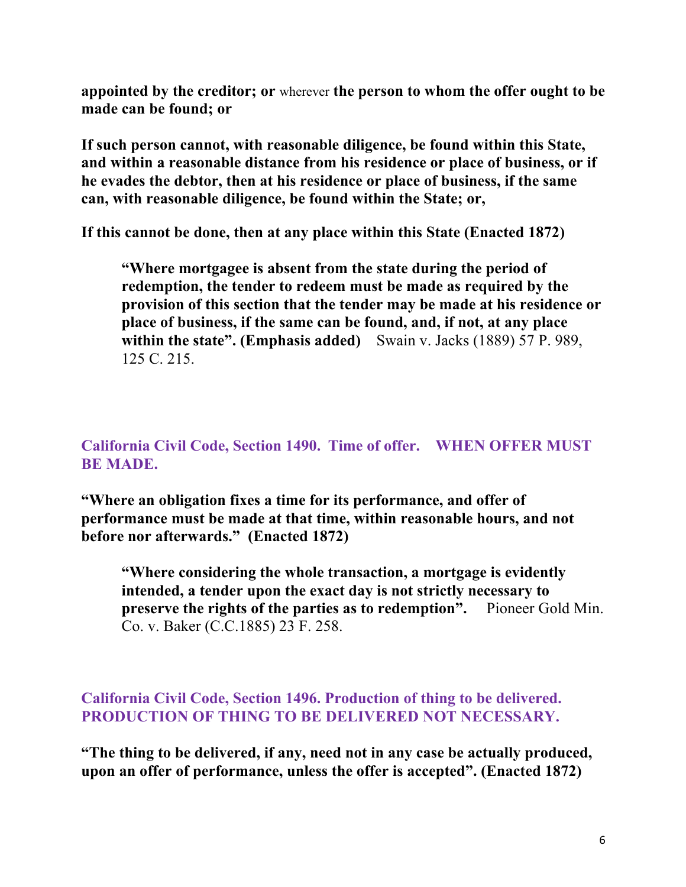**appointed by the creditor; or** wherever **the person to whom the offer ought to be made can be found; or**

**If such person cannot, with reasonable diligence, be found within this State, and within a reasonable distance from his residence or place of business, or if he evades the debtor, then at his residence or place of business, if the same can, with reasonable diligence, be found within the State; or,**

**If this cannot be done, then at any place within this State (Enacted 1872)**

> **"Where mortgagee is absent from the state during the period of redemption, the tender to redeem must be made as required by the provision of this section that the tender may be made at his residence or place of business, if the same can be found, and, if not, at any place within the state". (Emphasis added)** Swain v. Jacks (1889) 57 P. 989, 125 C. 215.

### California Civil Code, Section 1490. Time of offer. WHEN OFFER MUST BE MADE.

**"Where an obligation fixes a time for its performance, and offer of performance must be made at that time, within reasonable hours, and not before nor afterwards." (Enacted 1872)**

> **"Where considering the whole transaction, a mortgage is evidently intended, a tender upon the exact day is not strictly necessary to preserve the rights of the parties as to redemption".** Pioneer Gold Min. Co. v. Baker (C.C.1885) 23 F. 258.

### California Civil Code, Section 1496. Production of thing to be delivered. PRODUCTION OF THING TO BE DELIVERED NOT NECESSARY.

**"The thing to be delivered, if any, need not in any case be actually produced, upon an offer of performance, unless the offer is accepted". (Enacted 1872)**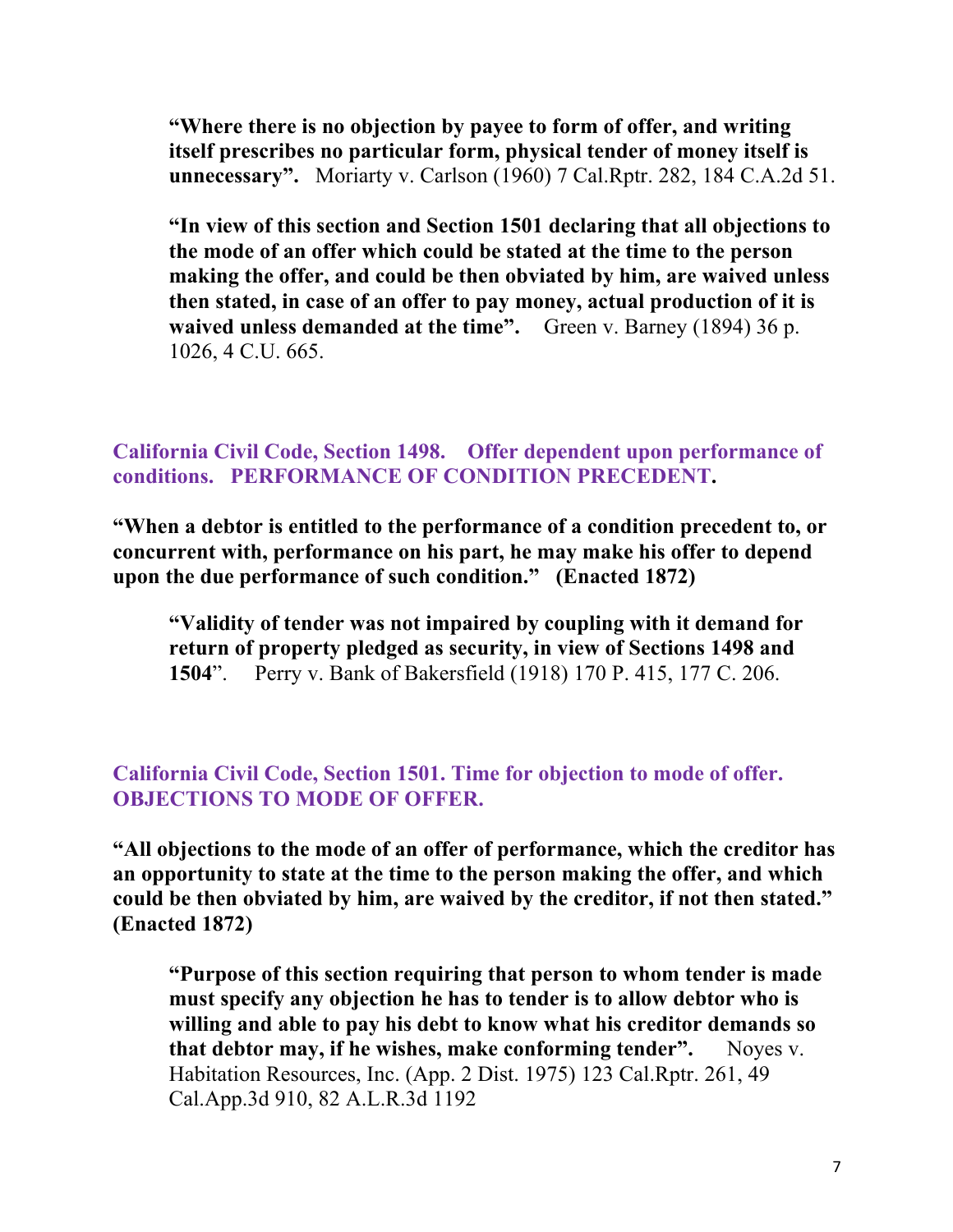> **"Where there is no objection by payee to form of offer, and writing itself prescribes no particular form, physical tender of money itself is unnecessary".** Moriarty v. Carlson (1960) 7 Cal.Rptr. 282, 184 C.A.2d 51.

> **"In view of this section and Section 1501 declaring that all objections to the mode of an offer which could be stated at the time to the person making the offer, and could be then obviated by him, are waived unless then stated, in case of an offer to pay money, actual production of it is waived unless demanded at the time".** Green v. Barney (1894) 36 p. 1026, 4 C.U. 665.

### California Civil Code, Section 1498. Offer dependent upon performance of conditions. PERFORMANCE OF CONDITION PRECEDENT.

**"When a debtor is entitled to the performance of a condition precedent to, or concurrent with, performance on his part, he may make his offer to depend upon the due performance of such condition." (Enacted 1872)**

> **"Validity of tender was not impaired by coupling with it demand for return of property pledged as security, in view of Sections 1498 and 1504".** Perry v. Bank of Bakersfield (1918) 170 P. 415, 177 C. 206.

### California Civil Code, Section 1501. Time for objection to mode of offer. OBJECTIONS TO MODE OF OFFER.

**"All objections to the mode of an offer of performance, which the creditor has an opportunity to state at the time to the person making the offer, and which could be then obviated by him, are waived by the creditor, if not then stated." (Enacted 1872)**

> **"Purpose of this section requiring that person to whom tender is made must specify any objection he has to tender is to allow debtor who is willing and able to pay his debt to know what his creditor demands so that debtor may, if he wishes, make conforming tender".** Noyes v. Habitation Resources, Inc. (App. 2 Dist. 1975) 123 Cal.Rptr. 261, 49 Cal.App.3d 910, 82 A.L.R.3d 1192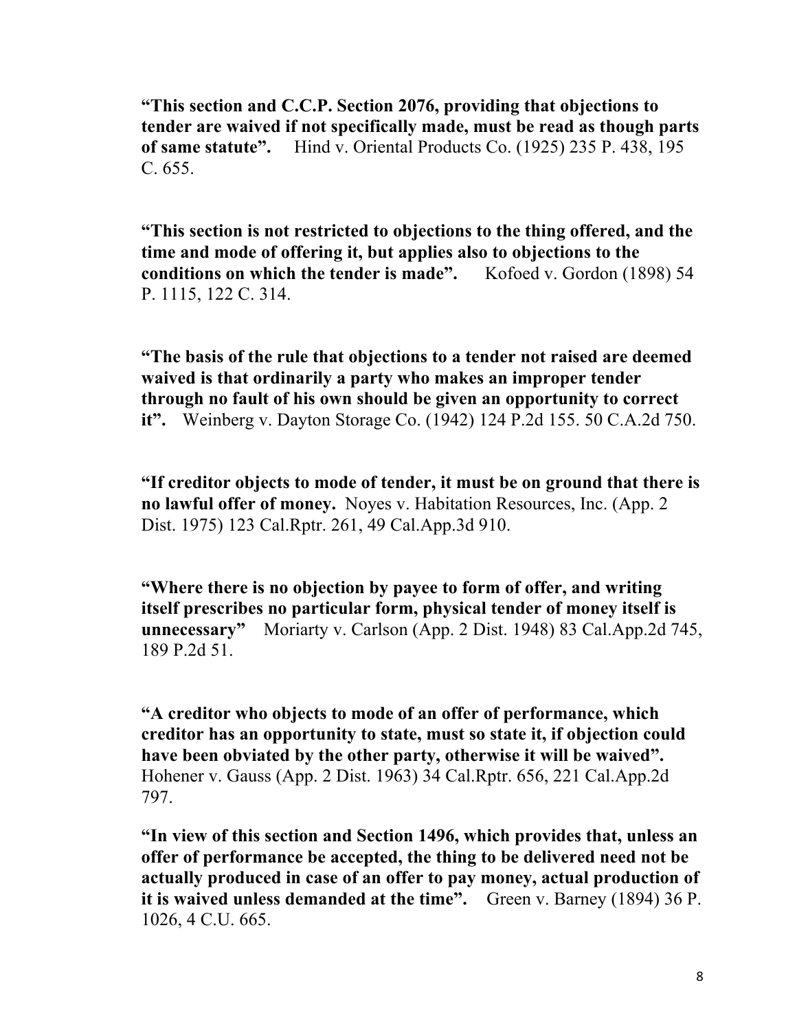**"This section and C.C.P. Section 2076, providing that objections to tender are waived if not specifically made, must be read as though parts of same statute".** Hind v. Oriental Products Co. (1925) 235 P. 438, 195 C. 655.

**"This section is not restricted to objections to the thing offered, and the time and mode of offering it, but applies also to objections to the conditions on which the tender is made".** Kofoed v. Gordon (1898) 54 P. 1115, 122 C. 314.

**"The basis of the rule that objections to a tender not raised are deemed waived is that ordinarily a party who makes an improper tender through no fault of his own should be given an opportunity to correct it".** Weinberg v. Dayton Storage Co. (1942) 124 P.2d 155. 50 C.A.2d 750.

**"If creditor objects to mode of tender, it must be on ground that there is no lawful offer of money.** Noyes v. Habitation Resources, Inc. (App. 2 Dist. 1975) 123 Cal.Rptr. 261, 49 Cal.App.3d 910.

**"Where there is no objection by payee to form of offer, and writing itself prescribes no particular form, physical tender of money itself is unnecessary"** Moriarty v. Carlson (App. 2 Dist. 1948) 83 Cal.App.2d 745, 189 P.2d 51.

**"A creditor who objects to mode of an offer of performance, which creditor has an opportunity to state, must so state it, if objection could have been obviated by the other party, otherwise it will be waived".** Hohener v. Gauss (App. 2 Dist. 1963) 34 Cal.Rptr. 656, 221 Cal.App.2d 797.

**"In view of this section and Section 1496, which provides that, unless an offer of performance be accepted, the thing to be delivered need not be actually produced in case of an offer to pay money, actual production of it is waived unless demanded at the time".** Green v. Barney (1894) 36 P. 1026, 4 C.U. 665.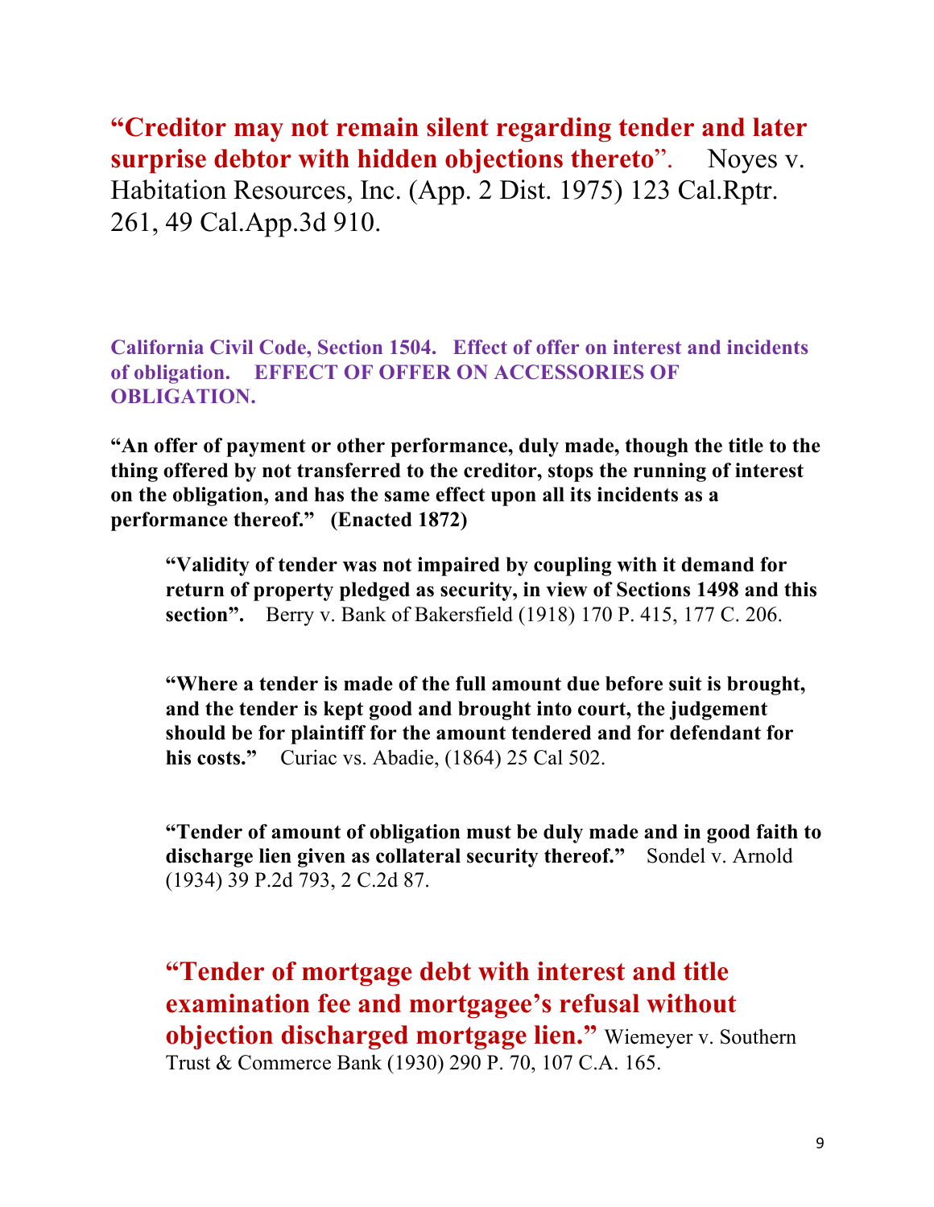**"Creditor may not remain silent regarding tender and later surprise debtor with hidden objections thereto".** Noyes v. Habitation Resources, Inc. (App. 2 Dist. 1975) 123 Cal.Rptr. 261, 49 Cal.App.3d 910.

**California Civil Code, Section 1504. Effect of offer on interest and incidents of obligation. EFFECT OF OFFER ON ACCESSORIES OF OBLIGATION.**

**"An offer of payment or other performance, duly made, though the title to the thing offered by not transferred to the creditor, stops the running of interest on the obligation, and has the same effect upon all its incidents as a performance thereof." (Enacted 1872)**

> **"Validity of tender was not impaired by coupling with it demand for return of property pledged as security, in view of Sections 1498 and this section".** Berry v. Bank of Bakersfield (1918) 170 P. 415, 177 C. 206.

> **"Where a tender is made of the full amount due before suit is brought, and the tender is kept good and brought into court, the judgement should be for plaintiff for the amount tendered and for defendant for his costs."** Curiac vs. Abadie, (1864) 25 Cal 502.

> **"Tender of amount of obligation must be duly made and in good faith to discharge lien given as collateral security thereof."** Sondel v. Arnold (1934) 39 P.2d 793, 2 C.2d 87.

> **"Tender of mortgage debt with interest and title examination fee and mortgagee's refusal without objection discharged mortgage lien."** Wiemeyer v. Southern Trust & Commerce Bank (1930) 290 P. 70, 107 C.A. 165.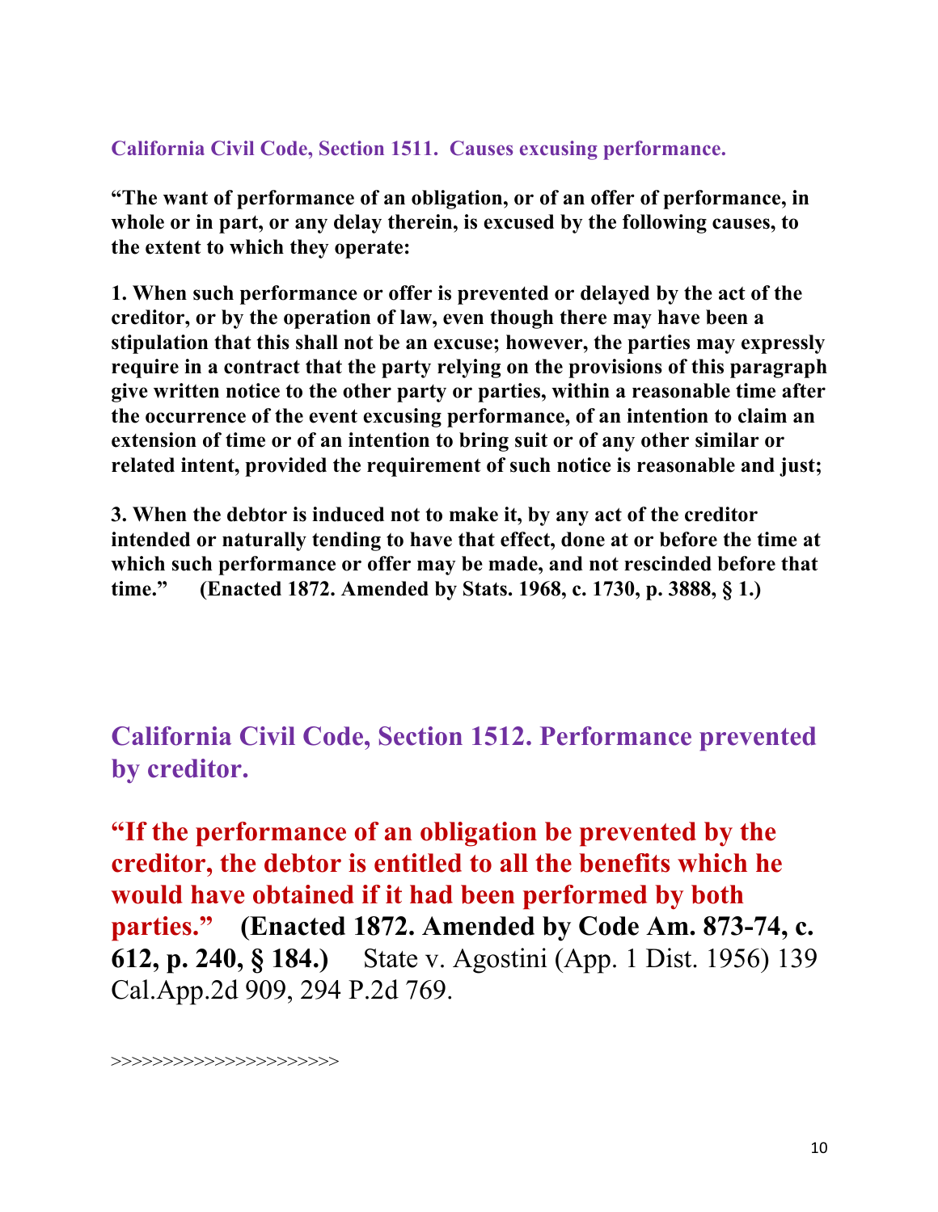### California Civil Code, Section 1511. Causes excusing performance.

**"The want of performance of an obligation, or of an offer of performance, in whole or in part, or any delay therein, is excused by the following causes, to the extent to which they operate:**

**1. When such performance or offer is prevented or delayed by the act of the creditor, or by the operation of law, even though there may have been a stipulation that this shall not be an excuse; however, the parties may expressly require in a contract that the party relying on the provisions of this paragraph give written notice to the other party or parties, within a reasonable time after the occurrence of the event excusing performance, of an intention to claim an extension of time or of an intention to bring suit or of any other similar or related intent, provided the requirement of such notice is reasonable and just;**

**3. When the debtor is induced not to make it, by any act of the creditor intended or naturally tending to have that effect, done at or before the time at which such performance or offer may be made, and not rescinded before that time." (Enacted 1872. Amended by Stats. 1968, c. 1730, p. 3888, § 1.)**

## California Civil Code, Section 1512. Performance prevented by creditor.

**"If the performance of an obligation be prevented by the creditor, the debtor is entitled to all the benefits which he would have obtained if it had been performed by both parties." (Enacted 1872. Amended by Code Am. 873-74, c. 612, p. 240, § 184.)** State v. Agostini (App. 1 Dist. 1956) 139 Cal.App.2d 909, 294 P.2d 769.

>>>>>>>>>>>>>>>>>>>>>>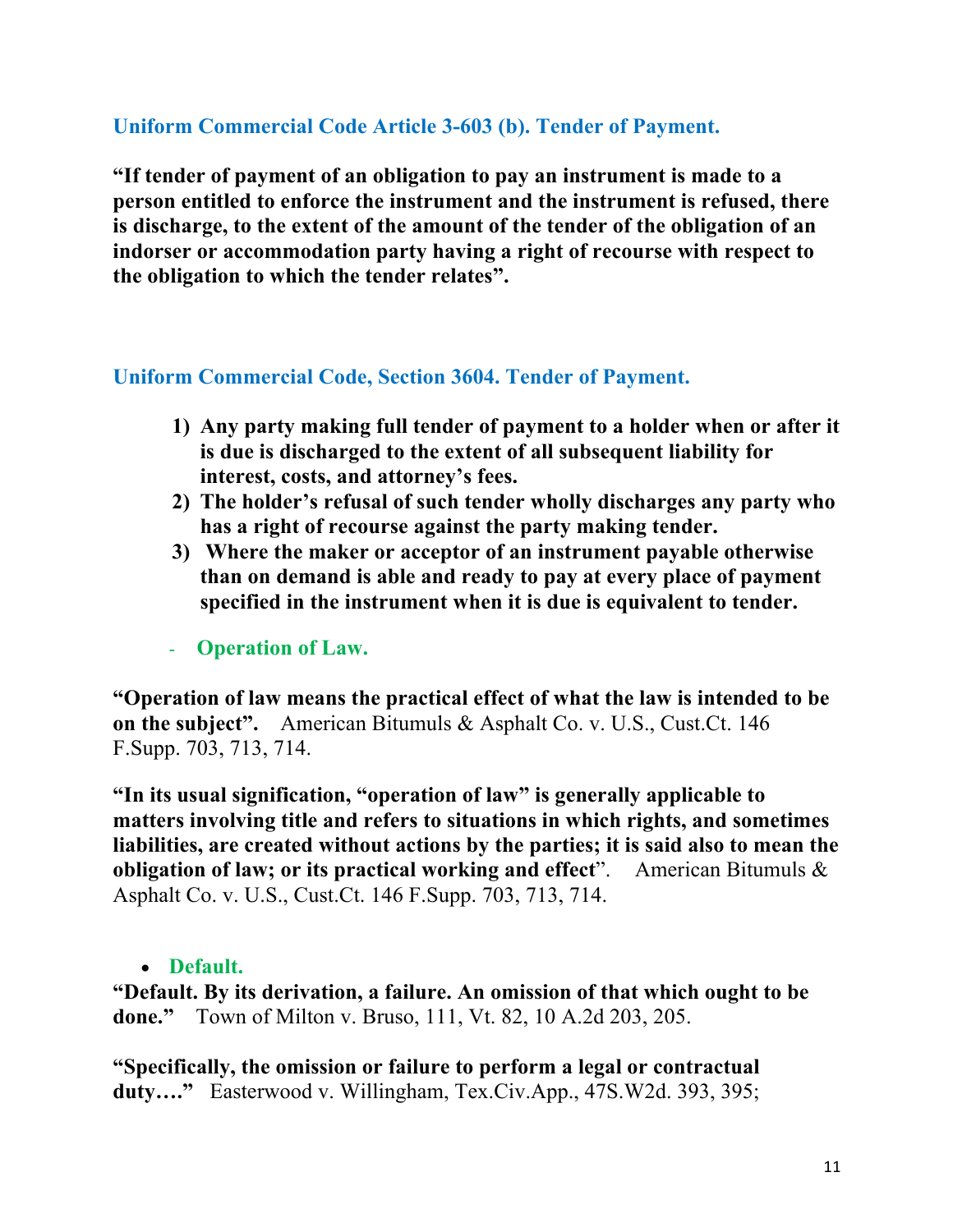### Uniform Commercial Code Article 3-603 (b). Tender of Payment.

**"If tender of payment of an obligation to pay an instrument is made to a person entitled to enforce the instrument and the instrument is refused, there is discharge, to the extent of the amount of the tender of the obligation of an indorser or accommodation party having a right of recourse with respect to the obligation to which the tender relates".**

### Uniform Commercial Code, Section 3604. Tender of Payment.

1) **Any party making full tender of payment to a holder when or after it is due is discharged to the extent of all subsequent liability for interest, costs, and attorney's fees.**
2) **The holder's refusal of such tender wholly discharges any party who has a right of recourse against the party making tender.**
3) **Where the maker or acceptor of an instrument payable otherwise than on demand is able and ready to pay at every place of payment specified in the instrument when it is due is equivalent to tender.**

- **Operation of Law.**

**"Operation of law means the practical effect of what the law is intended to be on the subject".** American Bitumuls & Asphalt Co. v. U.S., Cust.Ct. 146 F.Supp. 703, 713, 714.

**"In its usual signification, "operation of law" is generally applicable to matters involving title and refers to situations in which rights, and sometimes liabilities, are created without actions by the parties; it is said also to mean the obligation of law; or its practical working and effect**". American Bitumuls & Asphalt Co. v. U.S., Cust.Ct. 146 F.Supp. 703, 713, 714.

- **Default.**

**"Default. By its derivation, a failure. An omission of that which ought to be done."** Town of Milton v. Bruso, 111, Vt. 82, 10 A.2d 203, 205.

**"Specifically, the omission or failure to perform a legal or contractual duty…."** Easterwood v. Willingham, Tex.Civ.App., 47S.W2d. 393, 395;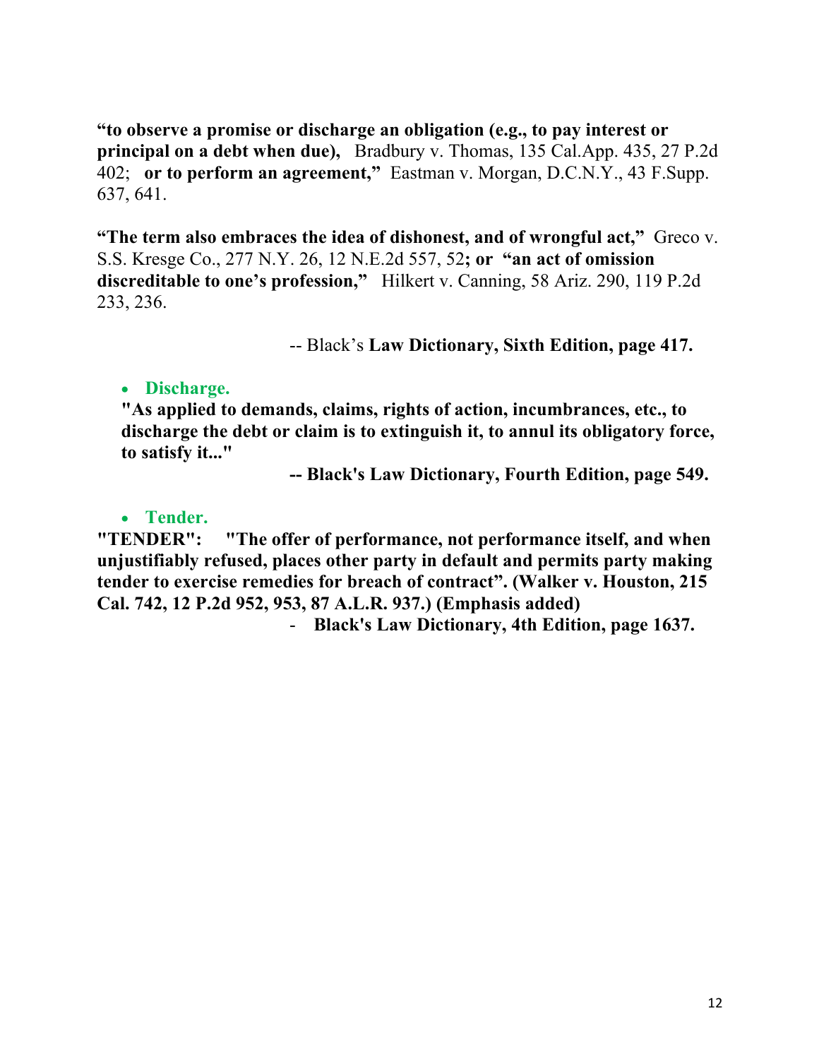**"to observe a promise or discharge an obligation (e.g., to pay interest or principal on a debt when due),** Bradbury v. Thomas, 135 Cal.App. 435, 27 P.2d 402; **or to perform an agreement,"** Eastman v. Morgan, D.C.N.Y., 43 F.Supp. 637, 641.

**"The term also embraces the idea of dishonest, and of wrongful act,"** Greco v. S.S. Kresge Co., 277 N.Y. 26, 12 N.E.2d 557, 52**; or "an act of omission discreditable to one's profession,"** Hilkert v. Canning, 58 Ariz. 290, 119 P.2d 233, 236.

-- Black's **Law Dictionary, Sixth Edition, page 417.**

- **Discharge.**

**"As applied to demands, claims, rights of action, incumbrances, etc., to discharge the debt or claim is to extinguish it, to annul its obligatory force, to satisfy it..."**

**-- Black's Law Dictionary, Fourth Edition, page 549.**

- **Tender.**

**"TENDER": "The offer of performance, not performance itself, and when unjustifiably refused, places other party in default and permits party making tender to exercise remedies for breach of contract". (Walker v. Houston, 215 Cal. 742, 12 P.2d 952, 953, 87 A.L.R. 937.) (Emphasis added)**

- **Black's Law Dictionary, 4th Edition, page 1637.**